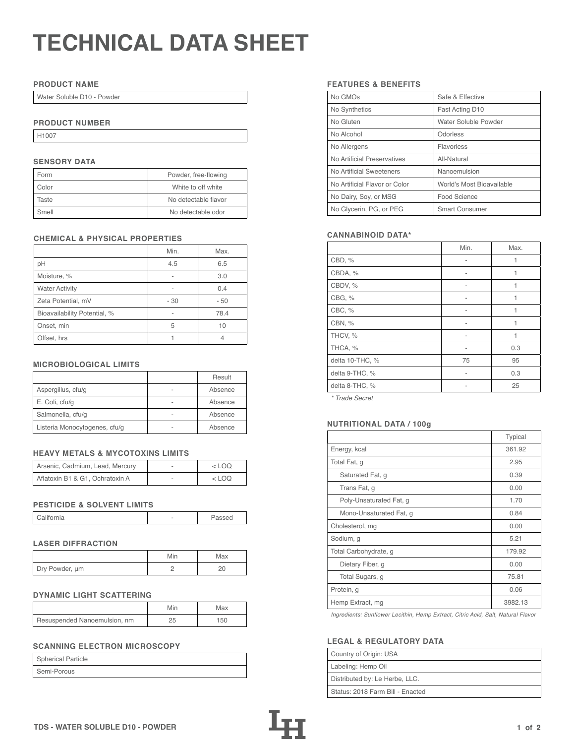# TECHNICAL DATA SHEET

## PRODUCT NAME

| Water Soluble D10 - Powder |
|---|

## PRODUCT NUMBER

| H1007 |
|---|

## SENSORY DATA

| | |
|---|---|
| Form | Powder, free-flowing |
| Color | White to off white |
| Taste | No detectable flavor |
| Smell | No detectable odor |

## CHEMICAL & PHYSICAL PROPERTIES

| | Min. | Max. |
|---|---|---|
| pH | 4.5 | 6.5 |
| Moisture, % | - | 3.0 |
| Water Activity | - | 0.4 |
| Zeta Potential, mV | - 30 | - 50 |
| Bioavailability Potential, % | - | 78.4 |
| Onset, min | 5 | 10 |
| Offset, hrs | 1 | 4 |

## MICROBIOLOGICAL LIMITS

| | | Result |
|---|---|---|
| Aspergillus, cfu/g | - | Absence |
| E. Coli, cfu/g | - | Absence |
| Salmonella, cfu/g | - | Absence |
| Listeria Monocytogenes, cfu/g | - | Absence |

## HEAVY METALS & MYCOTOXINS LIMITS

| | | |
|---|---|---|
| Arsenic, Cadmium, Lead, Mercury | - | < LOQ |
| Aflatoxin B1 & G1, Ochratoxin A | - | < LOQ |

## PESTICIDE & SOLVENT LIMITS

| | | |
|---|---|---|
| California | - | Passed |

## LASER DIFFRACTION

| | Min | Max |
|---|---|---|
| Dry Powder, µm | 2 | 20 |

## DYNAMIC LIGHT SCATTERING

| | Min | Max |
|---|---|---|
| Resuspended Nanoemulsion, nm | 25 | 150 |

## SCANNING ELECTRON MICROSCOPY

| |
|---|
| Spherical Particle |
| Semi-Porous |

## FEATURES & BENEFITS

| | |
|---|---|
| No GMOs | Safe & Effective |
| No Synthetics | Fast Acting D10 |
| No Gluten | Water Soluble Powder |
| No Alcohol | Odorless |
| No Allergens | Flavorless |
| No Artificial Preservatives | All-Natural |
| No Artificial Sweeteners | Nanoemulsion |
| No Artificial Flavor or Color | World's Most Bioavailable |
| No Dairy, Soy, or MSG | Food Science |
| No Glycerin, PG, or PEG | Smart Consumer |

## CANNABINOID DATA*

| | Min. | Max. |
|---|---|---|
| CBD, % | - | 1 |
| CBDA, % | - | 1 |
| CBDV, % | - | 1 |
| CBG, % | - | 1 |
| CBC, % | - | 1 |
| CBN, % | - | 1 |
| THCV, % | - | 1 |
| THCA, % | - | 0.3 |
| delta 10-THC, % | 75 | 95 |
| delta 9-THC, % | - | 0.3 |
| delta 8-THC, % | - | 25 |

*\* Trade Secret*

## NUTRITIONAL DATA / 100g

| | Typical |
|---|---|
| Energy, kcal | 361.92 |
| Total Fat, g | 2.95 |
| Saturated Fat, g | 0.39 |
| Trans Fat, g | 0.00 |
| Poly-Unsaturated Fat, g | 1.70 |
| Mono-Unsaturated Fat, g | 0.84 |
| Cholesterol, mg | 0.00 |
| Sodium, g | 5.21 |
| Total Carbohydrate, g | 179.92 |
| Dietary Fiber, g | 0.00 |
| Total Sugars, g | 75.81 |
| Protein, g | 0.06 |
| Hemp Extract, mg | 3982.13 |

*Ingredients: Sunflower Lecithin, Hemp Extract, Citric Acid, Salt, Natural Flavor*

## LEGAL & REGULATORY DATA

| |
|---|
| Country of Origin: USA |
| Labeling: Hemp Oil |
| Distributed by: Le Herbe, LLC. |
| Status: 2018 Farm Bill - Enacted |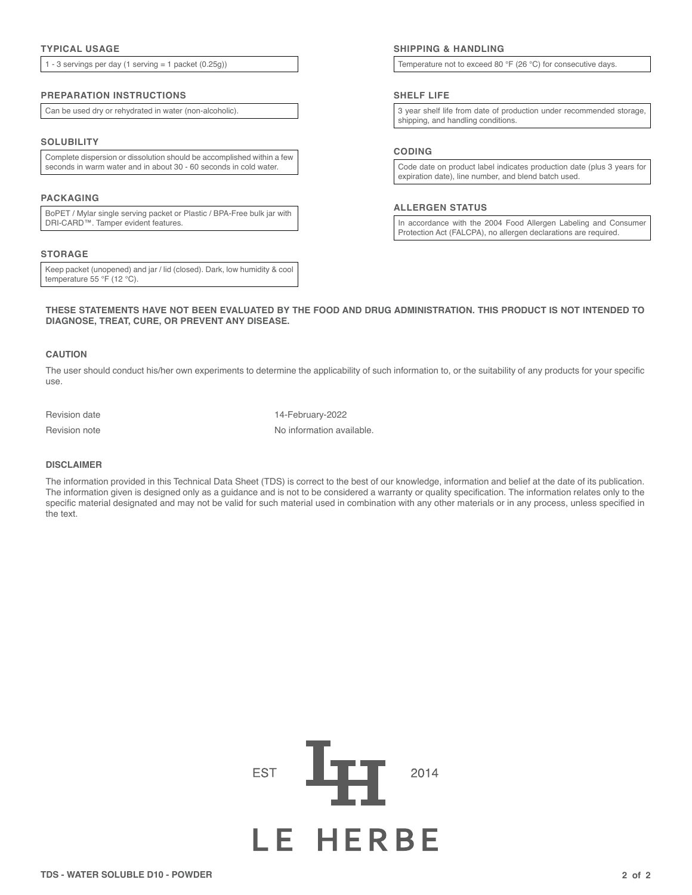### TYPICAL USAGE

1 - 3 servings per day (1 serving = 1 packet (0.25g))

### PREPARATION INSTRUCTIONS

Can be used dry or rehydrated in water (non-alcoholic).

### SOLUBILITY

Complete dispersion or dissolution should be accomplished within a few seconds in warm water and in about 30 - 60 seconds in cold water.

### PACKAGING

BoPET / Mylar single serving packet or Plastic / BPA-Free bulk jar with DRI-CARD™. Tamper evident features.

### STORAGE

Keep packet (unopened) and jar / lid (closed). Dark, low humidity & cool temperature 55 °F (12 °C).

### SHIPPING & HANDLING

Temperature not to exceed 80 °F (26 °C) for consecutive days.

### SHELF LIFE

3 year shelf life from date of production under recommended storage, shipping, and handling conditions.

### CODING

Code date on product label indicates production date (plus 3 years for expiration date), line number, and blend batch used.

### ALLERGEN STATUS

In accordance with the 2004 Food Allergen Labeling and Consumer Protection Act (FALCPA), no allergen declarations are required.

**THESE STATEMENTS HAVE NOT BEEN EVALUATED BY THE FOOD AND DRUG ADMINISTRATION. THIS PRODUCT IS NOT INTENDED TO DIAGNOSE, TREAT, CURE, OR PREVENT ANY DISEASE.**

### CAUTION

The user should conduct his/her own experiments to determine the applicability of such information to, or the suitability of any products for your specific use.

| | |
|---|---|
| Revision date | 14-February-2022 |
| Revision note | No information available. |

### DISCLAIMER

The information provided in this Technical Data Sheet (TDS) is correct to the best of our knowledge, information and belief at the date of its publication. The information given is designed only as a guidance and is not to be considered a warranty or quality specification. The information relates only to the specific material designated and may not be valid for such material used in combination with any other materials or in any process, unless specified in the text.

EST 2014

LE HERBE